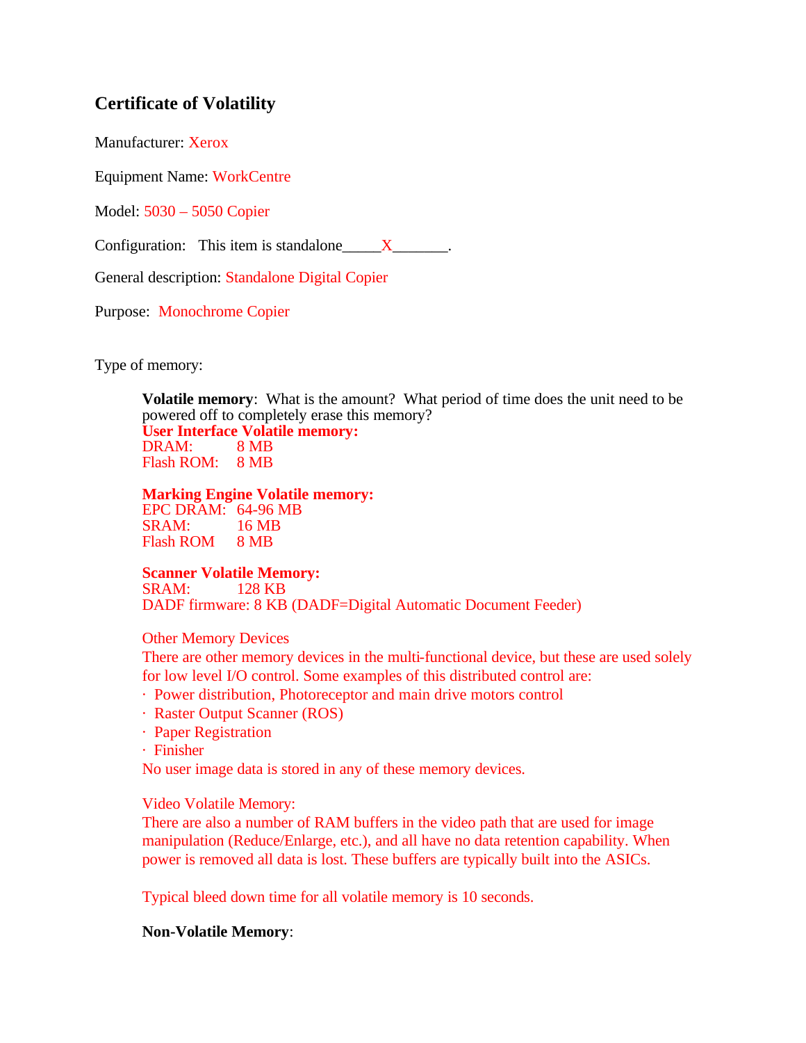## Certificate of Volatility

Manufacturer: Xerox

Equipment Name: WorkCentre

Model: 5030 – 5050 Copier

Configuration: This item is standalone_____X_______.

General description: Standalone Digital Copier

Purpose: Monochrome Copier

Type of memory:

**Volatile memory**: What is the amount? What period of time does the unit need to be powered off to completely erase this memory?

**User Interface Volatile memory:**
DRAM: 8 MB
Flash ROM: 8 MB

**Marking Engine Volatile memory:**
EPC DRAM: 64-96 MB
SRAM: 16 MB
Flash ROM 8 MB

**Scanner Volatile Memory:**
SRAM: 128 KB
DADF firmware: 8 KB (DADF=Digital Automatic Document Feeder)

Other Memory Devices
There are other memory devices in the multi-functional device, but these are used solely for low level I/O control. Some examples of this distributed control are:

- Power distribution, Photoreceptor and main drive motors control
- Raster Output Scanner (ROS)
- Paper Registration
- Finisher

No user image data is stored in any of these memory devices.

Video Volatile Memory:
There are also a number of RAM buffers in the video path that are used for image manipulation (Reduce/Enlarge, etc.), and all have no data retention capability. When power is removed all data is lost. These buffers are typically built into the ASICs.

Typical bleed down time for all volatile memory is 10 seconds.

**Non-Volatile Memory**: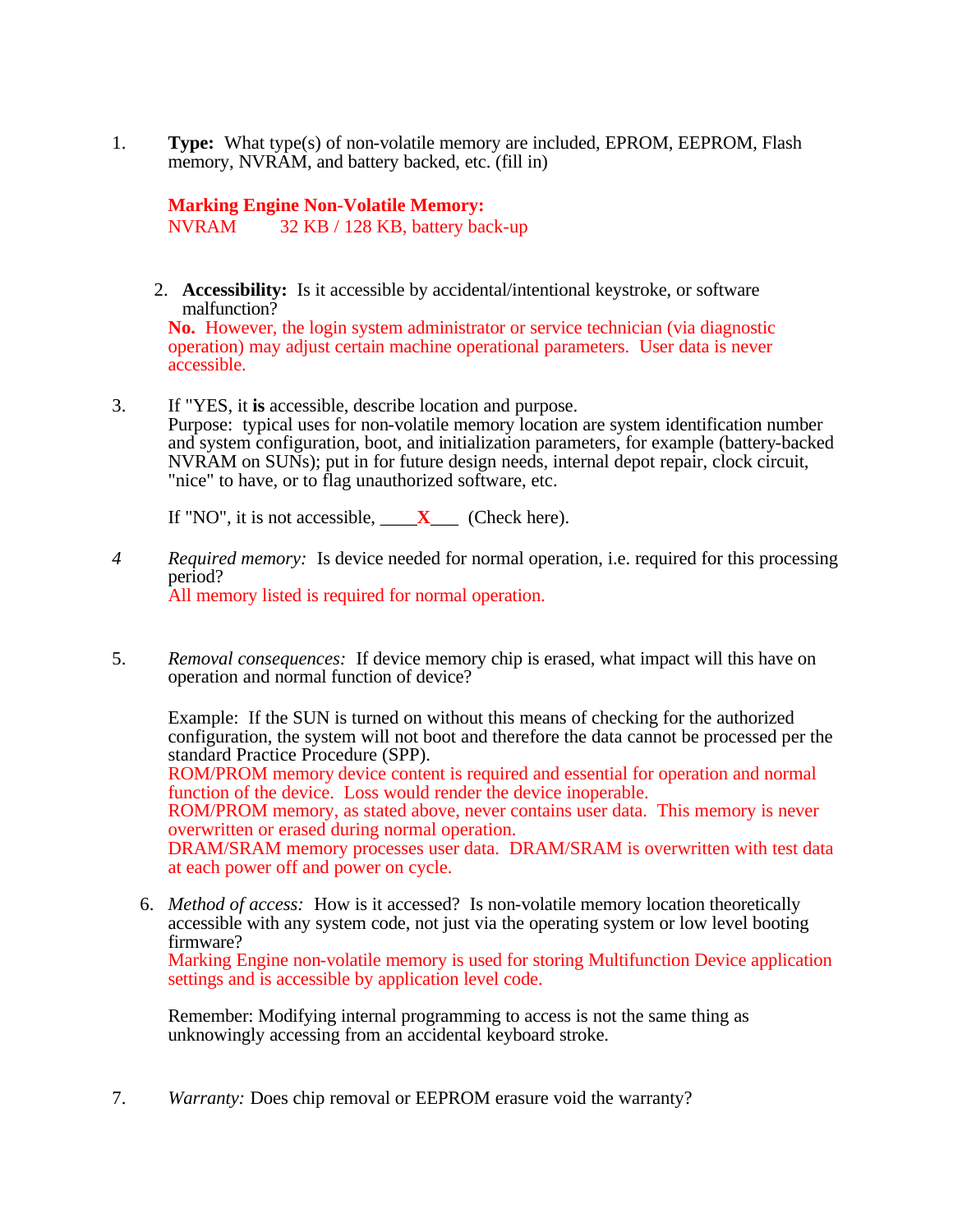1. **Type:** What type(s) of non-volatile memory are included, EPROM, EEPROM, Flash memory, NVRAM, and battery backed, etc. (fill in)

   **Marking Engine Non-Volatile Memory:**
   NVRAM 32 KB / 128 KB, battery back-up

2. **Accessibility:** Is it accessible by accidental/intentional keystroke, or software malfunction?
   **No.** However, the login system administrator or service technician (via diagnostic operation) may adjust certain machine operational parameters. User data is never accessible.

3. If "YES, it **is** accessible, describe location and purpose.
   Purpose: typical uses for non-volatile memory location are system identification number and system configuration, boot, and initialization parameters, for example (battery-backed NVRAM on SUNs); put in for future design needs, internal depot repair, clock circuit, "nice" to have, or to flag unauthorized software, etc.

   If "NO", it is not accessible, ____X___ (Check here).

4. *Required memory:* Is device needed for normal operation, i.e. required for this processing period?
   All memory listed is required for normal operation.

5. *Removal consequences:* If device memory chip is erased, what impact will this have on operation and normal function of device?

   Example: If the SUN is turned on without this means of checking for the authorized configuration, the system will not boot and therefore the data cannot be processed per the standard Practice Procedure (SPP).
   ROM/PROM memory device content is required and essential for operation and normal function of the device. Loss would render the device inoperable.
   ROM/PROM memory, as stated above, never contains user data. This memory is never overwritten or erased during normal operation.
   DRAM/SRAM memory processes user data. DRAM/SRAM is overwritten with test data at each power off and power on cycle.

6. *Method of access:* How is it accessed? Is non-volatile memory location theoretically accessible with any system code, not just via the operating system or low level booting firmware?
   Marking Engine non-volatile memory is used for storing Multifunction Device application settings and is accessible by application level code.

   Remember: Modifying internal programming to access is not the same thing as unknowingly accessing from an accidental keyboard stroke.

7. *Warranty:* Does chip removal or EEPROM erasure void the warranty?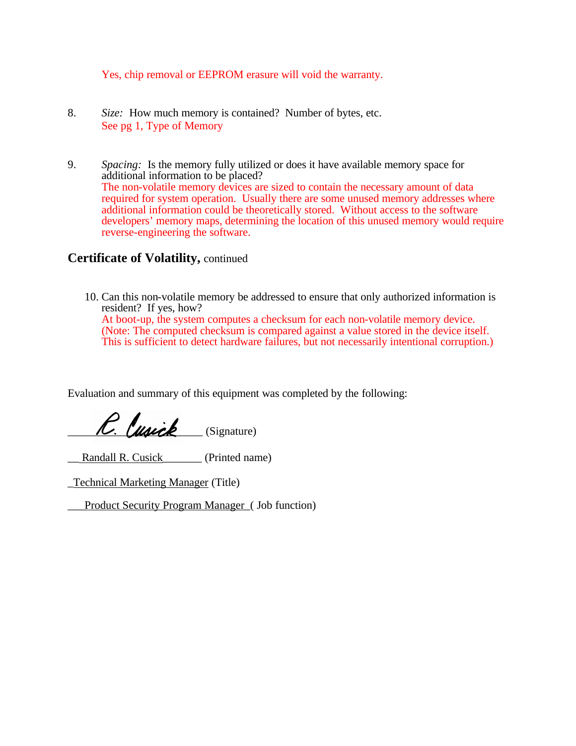Yes, chip removal or EEPROM erasure will void the warranty.

8. *Size:* How much memory is contained? Number of bytes, etc.
   See pg 1, Type of Memory

9. *Spacing:* Is the memory fully utilized or does it have available memory space for additional information to be placed?
   The non-volatile memory devices are sized to contain the necessary amount of data required for system operation. Usually there are some unused memory addresses where additional information could be theoretically stored. Without access to the software developers' memory maps, determining the location of this unused memory would require reverse-engineering the software.

## **Certificate of Volatility,** continued

10. Can this non-volatile memory be addressed to ensure that only authorized information is resident? If yes, how?
    At boot-up, the system computes a checksum for each non-volatile memory device. (Note: The computed checksum is compared against a value stored in the device itself. This is sufficient to detect hardware failures, but not necessarily intentional corruption.)

Evaluation and summary of this equipment was completed by the following:

R. Cusick (Signature)

Randall R. Cusick (Printed name)

Technical Marketing Manager (Title)

Product Security Program Manager ( Job function)